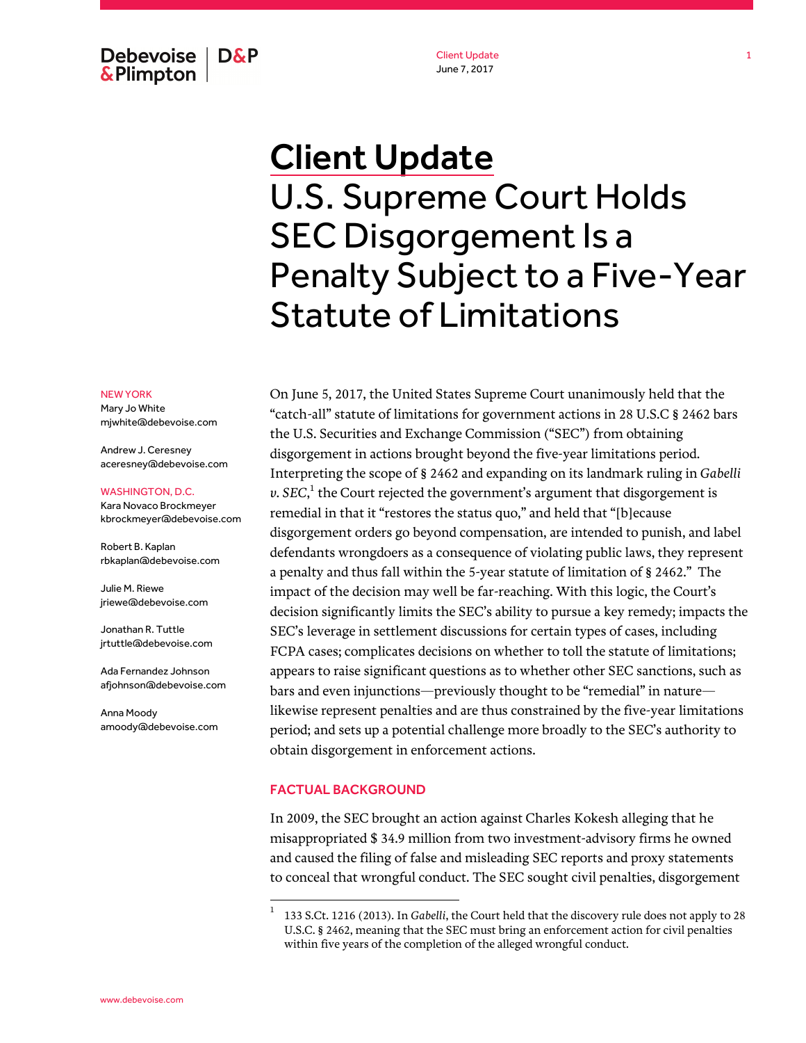# Client Update

# U.S. Supreme Court Holds SEC Disgorgement Is a Penalty Subject to a Five-Year Statute of Limitations

June 7, 2017

NEW YORK

Mary Jo White
mjwhite@debevoise.com

Andrew J. Ceresney
aceresney@debevoise.com

WASHINGTON, D.C.

Kara Novaco Brockmeyer
kbrockmeyer@debevoise.com

Robert B. Kaplan
rbkaplan@debevoise.com

Julie M. Riewe
jriewe@debevoise.com

Jonathan R. Tuttle
jrtuttle@debevoise.com

Ada Fernandez Johnson
afjohnson@debevoise.com

Anna Moody
amoody@debevoise.com

On June 5, 2017, the United States Supreme Court unanimously held that the "catch-all" statute of limitations for government actions in 28 U.S.C § 2462 bars the U.S. Securities and Exchange Commission ("SEC") from obtaining disgorgement in actions brought beyond the five-year limitations period. Interpreting the scope of § 2462 and expanding on its landmark ruling in *Gabelli v. SEC*,[1] the Court rejected the government's argument that disgorgement is remedial in that it "restores the status quo," and held that "[b]ecause disgorgement orders go beyond compensation, are intended to punish, and label defendants wrongdoers as a consequence of violating public laws, they represent a penalty and thus fall within the 5-year statute of limitation of § 2462." The impact of the decision may well be far-reaching. With this logic, the Court's decision significantly limits the SEC's ability to pursue a key remedy; impacts the SEC's leverage in settlement discussions for certain types of cases, including FCPA cases; complicates decisions on whether to toll the statute of limitations; appears to raise significant questions as to whether other SEC sanctions, such as bars and even injunctions—previously thought to be "remedial" in nature—likewise represent penalties and are thus constrained by the five-year limitations period; and sets up a potential challenge more broadly to the SEC's authority to obtain disgorgement in enforcement actions.

## FACTUAL BACKGROUND

In 2009, the SEC brought an action against Charles Kokesh alleging that he misappropriated $ 34.9 million from two investment-advisory firms he owned and caused the filing of false and misleading SEC reports and proxy statements to conceal that wrongful conduct. The SEC sought civil penalties, disgorgement

---

[1] 133 S.Ct. 1216 (2013). In *Gabelli*, the Court held that the discovery rule does not apply to 28 U.S.C. § 2462, meaning that the SEC must bring an enforcement action for civil penalties within five years of the completion of the alleged wrongful conduct.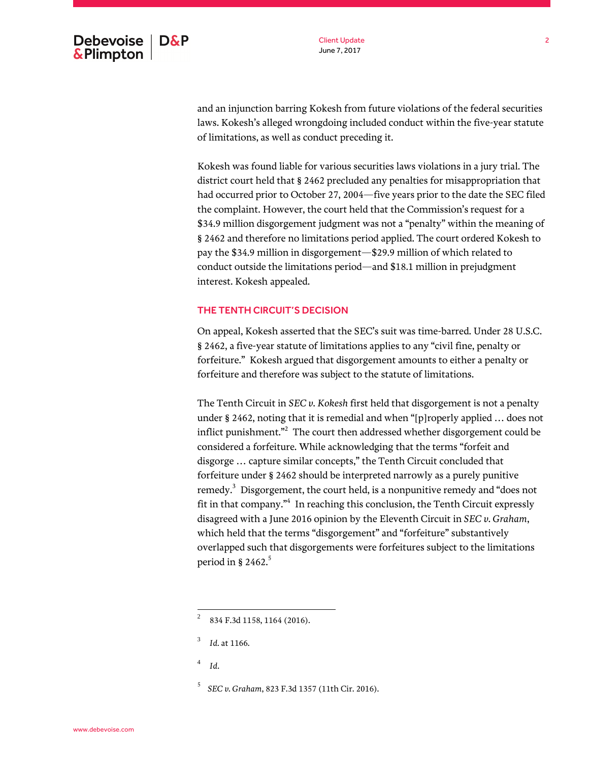and an injunction barring Kokesh from future violations of the federal securities laws. Kokesh's alleged wrongdoing included conduct within the five-year statute of limitations, as well as conduct preceding it.

Kokesh was found liable for various securities laws violations in a jury trial. The district court held that § 2462 precluded any penalties for misappropriation that had occurred prior to October 27, 2004—five years prior to the date the SEC filed the complaint. However, the court held that the Commission's request for a $34.9 million disgorgement judgment was not a "penalty" within the meaning of § 2462 and therefore no limitations period applied. The court ordered Kokesh to pay the $34.9 million in disgorgement—$29.9 million of which related to conduct outside the limitations period—and $18.1 million in prejudgment interest. Kokesh appealed.

## THE TENTH CIRCUIT'S DECISION

On appeal, Kokesh asserted that the SEC's suit was time-barred. Under 28 U.S.C. § 2462, a five-year statute of limitations applies to any "civil fine, penalty or forfeiture." Kokesh argued that disgorgement amounts to either a penalty or forfeiture and therefore was subject to the statute of limitations.

The Tenth Circuit in *SEC v. Kokesh* first held that disgorgement is not a penalty under § 2462, noting that it is remedial and when "[p]roperly applied … does not inflict punishment."[2] The court then addressed whether disgorgement could be considered a forfeiture. While acknowledging that the terms "forfeit and disgorge … capture similar concepts," the Tenth Circuit concluded that forfeiture under § 2462 should be interpreted narrowly as a purely punitive remedy.[3] Disgorgement, the court held, is a nonpunitive remedy and "does not fit in that company."[4] In reaching this conclusion, the Tenth Circuit expressly disagreed with a June 2016 opinion by the Eleventh Circuit in *SEC v. Graham*, which held that the terms "disgorgement" and "forfeiture" substantively overlapped such that disgorgements were forfeitures subject to the limitations period in § 2462.[5]

---

[2] 834 F.3d 1158, 1164 (2016).

[3] *Id.* at 1166.

[4] *Id.*

[5] *SEC v. Graham*, 823 F.3d 1357 (11th Cir. 2016).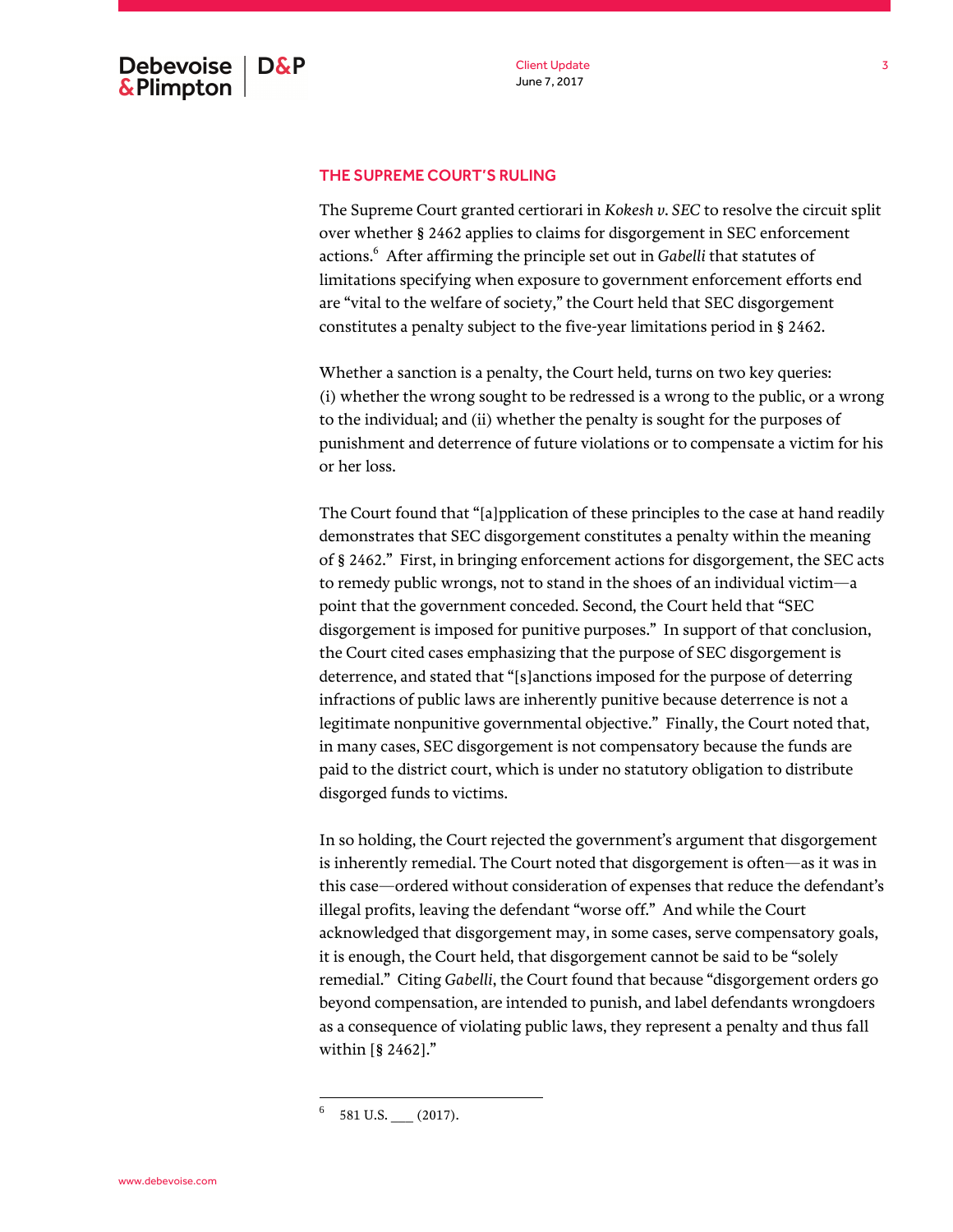## THE SUPREME COURT'S RULING

The Supreme Court granted certiorari in *Kokesh v. SEC* to resolve the circuit split over whether § 2462 applies to claims for disgorgement in SEC enforcement actions.[6] After affirming the principle set out in *Gabelli* that statutes of limitations specifying when exposure to government enforcement efforts end are "vital to the welfare of society," the Court held that SEC disgorgement constitutes a penalty subject to the five-year limitations period in § 2462.

Whether a sanction is a penalty, the Court held, turns on two key queries: (i) whether the wrong sought to be redressed is a wrong to the public, or a wrong to the individual; and (ii) whether the penalty is sought for the purposes of punishment and deterrence of future violations or to compensate a victim for his or her loss.

The Court found that "[a]pplication of these principles to the case at hand readily demonstrates that SEC disgorgement constitutes a penalty within the meaning of § 2462." First, in bringing enforcement actions for disgorgement, the SEC acts to remedy public wrongs, not to stand in the shoes of an individual victim—a point that the government conceded. Second, the Court held that "SEC disgorgement is imposed for punitive purposes." In support of that conclusion, the Court cited cases emphasizing that the purpose of SEC disgorgement is deterrence, and stated that "[s]anctions imposed for the purpose of deterring infractions of public laws are inherently punitive because deterrence is not a legitimate nonpunitive governmental objective." Finally, the Court noted that, in many cases, SEC disgorgement is not compensatory because the funds are paid to the district court, which is under no statutory obligation to distribute disgorged funds to victims.

In so holding, the Court rejected the government's argument that disgorgement is inherently remedial. The Court noted that disgorgement is often—as it was in this case—ordered without consideration of expenses that reduce the defendant's illegal profits, leaving the defendant "worse off." And while the Court acknowledged that disgorgement may, in some cases, serve compensatory goals, it is enough, the Court held, that disgorgement cannot be said to be "solely remedial." Citing *Gabelli*, the Court found that because "disgorgement orders go beyond compensation, are intended to punish, and label defendants wrongdoers as a consequence of violating public laws, they represent a penalty and thus fall within [§ 2462]."

---

[6] 581 U.S. ___ (2017).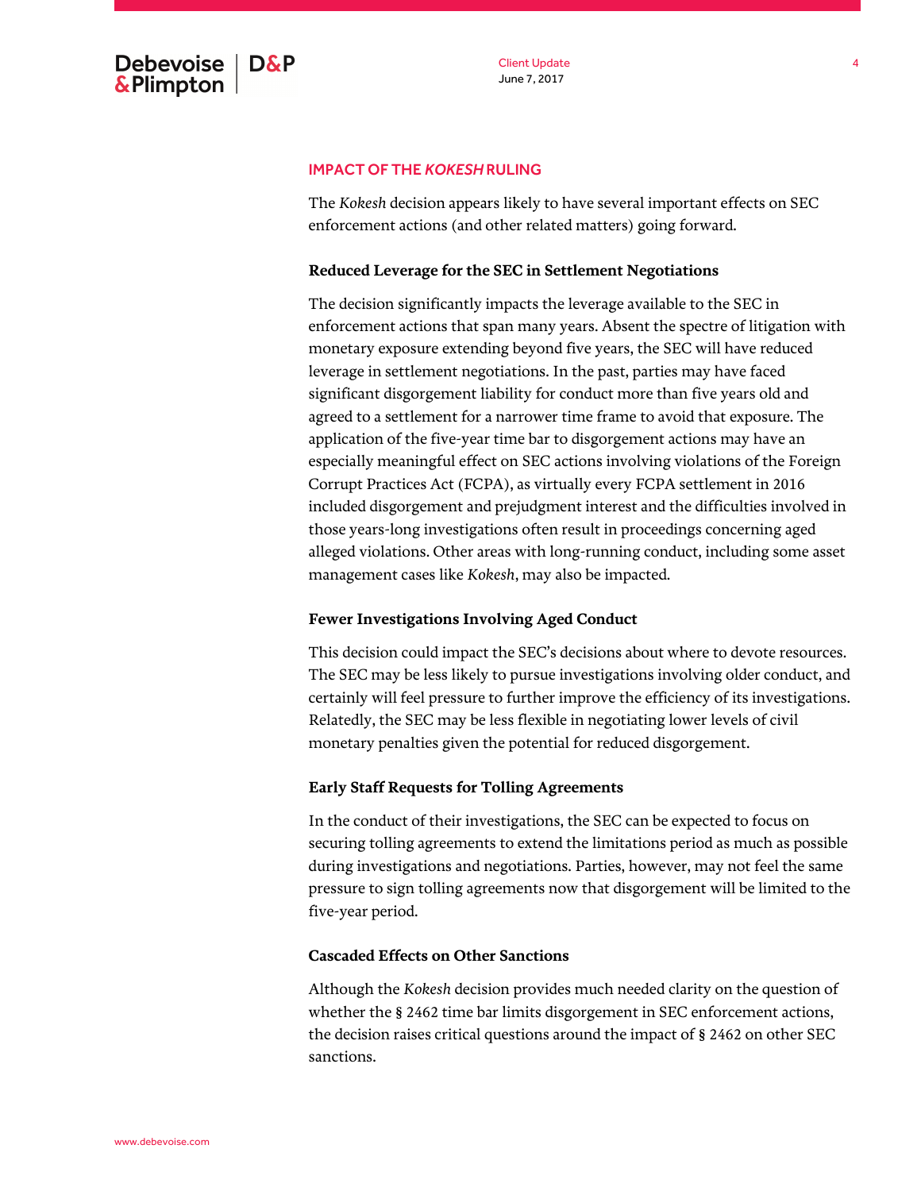## IMPACT OF THE *KOKESH* RULING

The *Kokesh* decision appears likely to have several important effects on SEC enforcement actions (and other related matters) going forward.

### Reduced Leverage for the SEC in Settlement Negotiations

The decision significantly impacts the leverage available to the SEC in enforcement actions that span many years. Absent the spectre of litigation with monetary exposure extending beyond five years, the SEC will have reduced leverage in settlement negotiations. In the past, parties may have faced significant disgorgement liability for conduct more than five years old and agreed to a settlement for a narrower time frame to avoid that exposure. The application of the five-year time bar to disgorgement actions may have an especially meaningful effect on SEC actions involving violations of the Foreign Corrupt Practices Act (FCPA), as virtually every FCPA settlement in 2016 included disgorgement and prejudgment interest and the difficulties involved in those years-long investigations often result in proceedings concerning aged alleged violations. Other areas with long-running conduct, including some asset management cases like *Kokesh*, may also be impacted.

### Fewer Investigations Involving Aged Conduct

This decision could impact the SEC's decisions about where to devote resources. The SEC may be less likely to pursue investigations involving older conduct, and certainly will feel pressure to further improve the efficiency of its investigations. Relatedly, the SEC may be less flexible in negotiating lower levels of civil monetary penalties given the potential for reduced disgorgement.

### Early Staff Requests for Tolling Agreements

In the conduct of their investigations, the SEC can be expected to focus on securing tolling agreements to extend the limitations period as much as possible during investigations and negotiations. Parties, however, may not feel the same pressure to sign tolling agreements now that disgorgement will be limited to the five-year period.

### Cascaded Effects on Other Sanctions

Although the *Kokesh* decision provides much needed clarity on the question of whether the § 2462 time bar limits disgorgement in SEC enforcement actions, the decision raises critical questions around the impact of § 2462 on other SEC sanctions.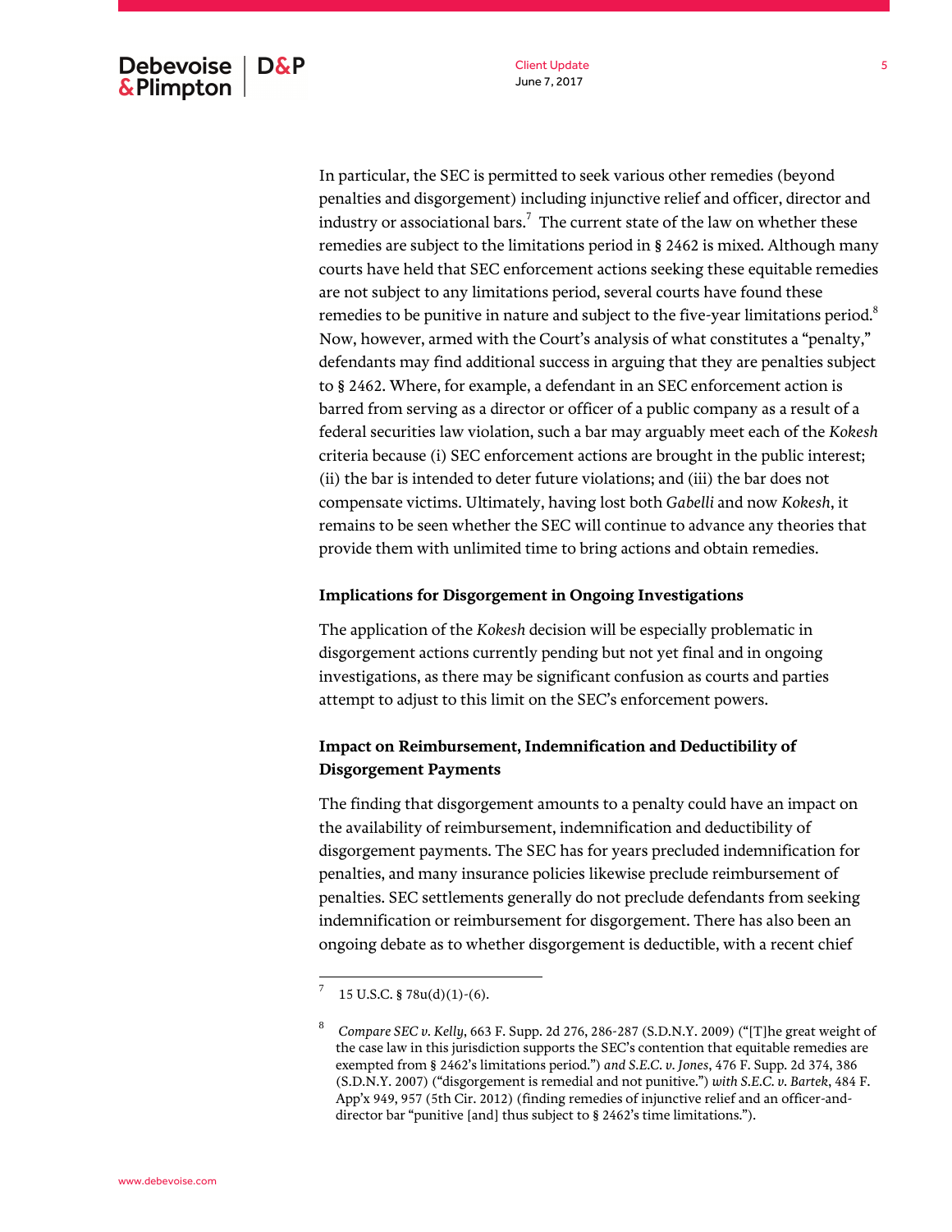In particular, the SEC is permitted to seek various other remedies (beyond penalties and disgorgement) including injunctive relief and officer, director and industry or associational bars.[7] The current state of the law on whether these remedies are subject to the limitations period in § 2462 is mixed. Although many courts have held that SEC enforcement actions seeking these equitable remedies are not subject to any limitations period, several courts have found these remedies to be punitive in nature and subject to the five-year limitations period.[8] Now, however, armed with the Court's analysis of what constitutes a "penalty," defendants may find additional success in arguing that they are penalties subject to § 2462. Where, for example, a defendant in an SEC enforcement action is barred from serving as a director or officer of a public company as a result of a federal securities law violation, such a bar may arguably meet each of the *Kokesh* criteria because (i) SEC enforcement actions are brought in the public interest; (ii) the bar is intended to deter future violations; and (iii) the bar does not compensate victims. Ultimately, having lost both *Gabelli* and now *Kokesh*, it remains to be seen whether the SEC will continue to advance any theories that provide them with unlimited time to bring actions and obtain remedies.

**Implications for Disgorgement in Ongoing Investigations**

The application of the *Kokesh* decision will be especially problematic in disgorgement actions currently pending but not yet final and in ongoing investigations, as there may be significant confusion as courts and parties attempt to adjust to this limit on the SEC's enforcement powers.

**Impact on Reimbursement, Indemnification and Deductibility of Disgorgement Payments**

The finding that disgorgement amounts to a penalty could have an impact on the availability of reimbursement, indemnification and deductibility of disgorgement payments. The SEC has for years precluded indemnification for penalties, and many insurance policies likewise preclude reimbursement of penalties. SEC settlements generally do not preclude defendants from seeking indemnification or reimbursement for disgorgement. There has also been an ongoing debate as to whether disgorgement is deductible, with a recent chief

---

[7] 15 U.S.C. § 78u(d)(1)-(6).

[8] *Compare SEC v. Kelly*, 663 F. Supp. 2d 276, 286-287 (S.D.N.Y. 2009) ("[T]he great weight of the case law in this jurisdiction supports the SEC's contention that equitable remedies are exempted from § 2462's limitations period.") *and S.E.C. v. Jones*, 476 F. Supp. 2d 374, 386 (S.D.N.Y. 2007) ("disgorgement is remedial and not punitive.") *with S.E.C. v. Bartek*, 484 F. App'x 949, 957 (5th Cir. 2012) (finding remedies of injunctive relief and an officer-and-director bar "punitive [and] thus subject to § 2462's time limitations.").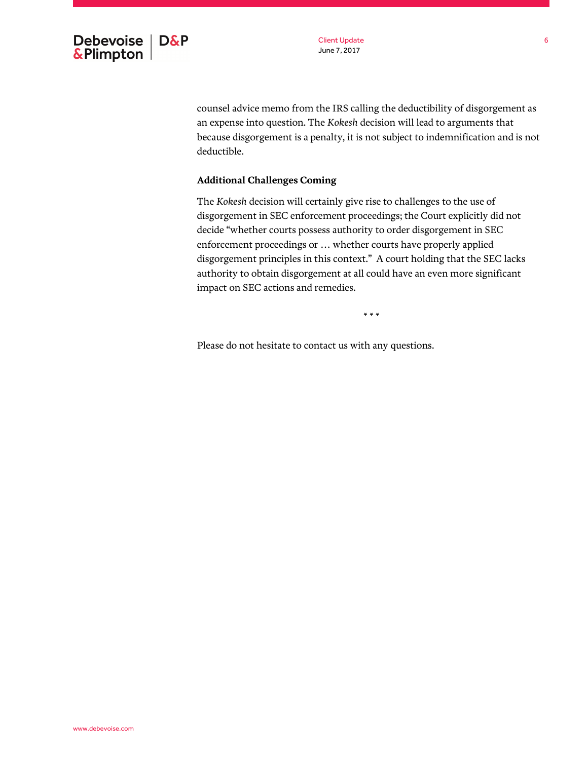counsel advice memo from the IRS calling the deductibility of disgorgement as an expense into question. The *Kokesh* decision will lead to arguments that because disgorgement is a penalty, it is not subject to indemnification and is not deductible.

**Additional Challenges Coming**

The *Kokesh* decision will certainly give rise to challenges to the use of disgorgement in SEC enforcement proceedings; the Court explicitly did not decide "whether courts possess authority to order disgorgement in SEC enforcement proceedings or … whether courts have properly applied disgorgement principles in this context." A court holding that the SEC lacks authority to obtain disgorgement at all could have an even more significant impact on SEC actions and remedies.

\* \* \*

Please do not hesitate to contact us with any questions.